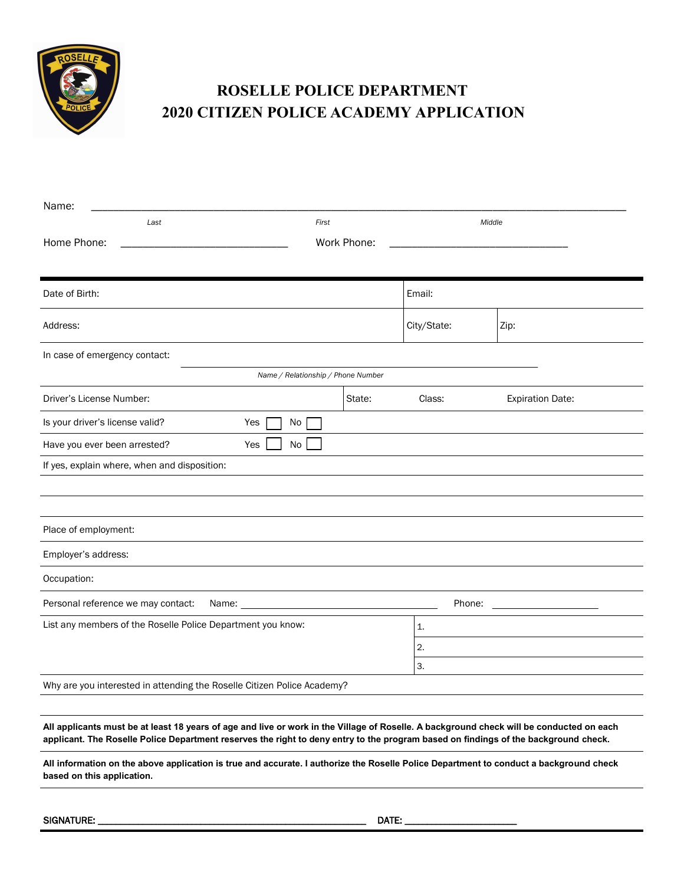# ROSELLE POLICE DEPARTMENT
# 2020 CITIZEN POLICE ACADEMY APPLICATION

Name: ______________________________________________________________________________

*Last* *First* *Middle*

Home Phone: ____________________________ Work Phone: ______________________________

| Date of Birth: | Email: | |
|---|---|---|
| Address: | City/State: | Zip: |

In case of emergency contact: ____________________________________________

*Name / Relationship / Phone Number*

| Driver's License Number: | State: | Class: | Expiration Date: |
|---|---|---|---|

Is your driver's license valid? Yes ☐ No ☐

Have you ever been arrested? Yes ☐ No ☐

If yes, explain where, when and disposition:

Place of employment:

Employer's address:

Occupation:

Personal reference we may contact: Name: ________________________________ Phone: ____________________

List any members of the Roselle Police Department you know:

1.

2.

3.

Why are you interested in attending the Roselle Citizen Police Academy?

**All applicants must be at least 18 years of age and live or work in the Village of Roselle. A background check will be conducted on each applicant. The Roselle Police Department reserves the right to deny entry to the program based on findings of the background check.**

**All information on the above application is true and accurate. I authorize the Roselle Police Department to conduct a background check based on this application.**

**SIGNATURE:** ______________________________________________ **DATE:** ____________________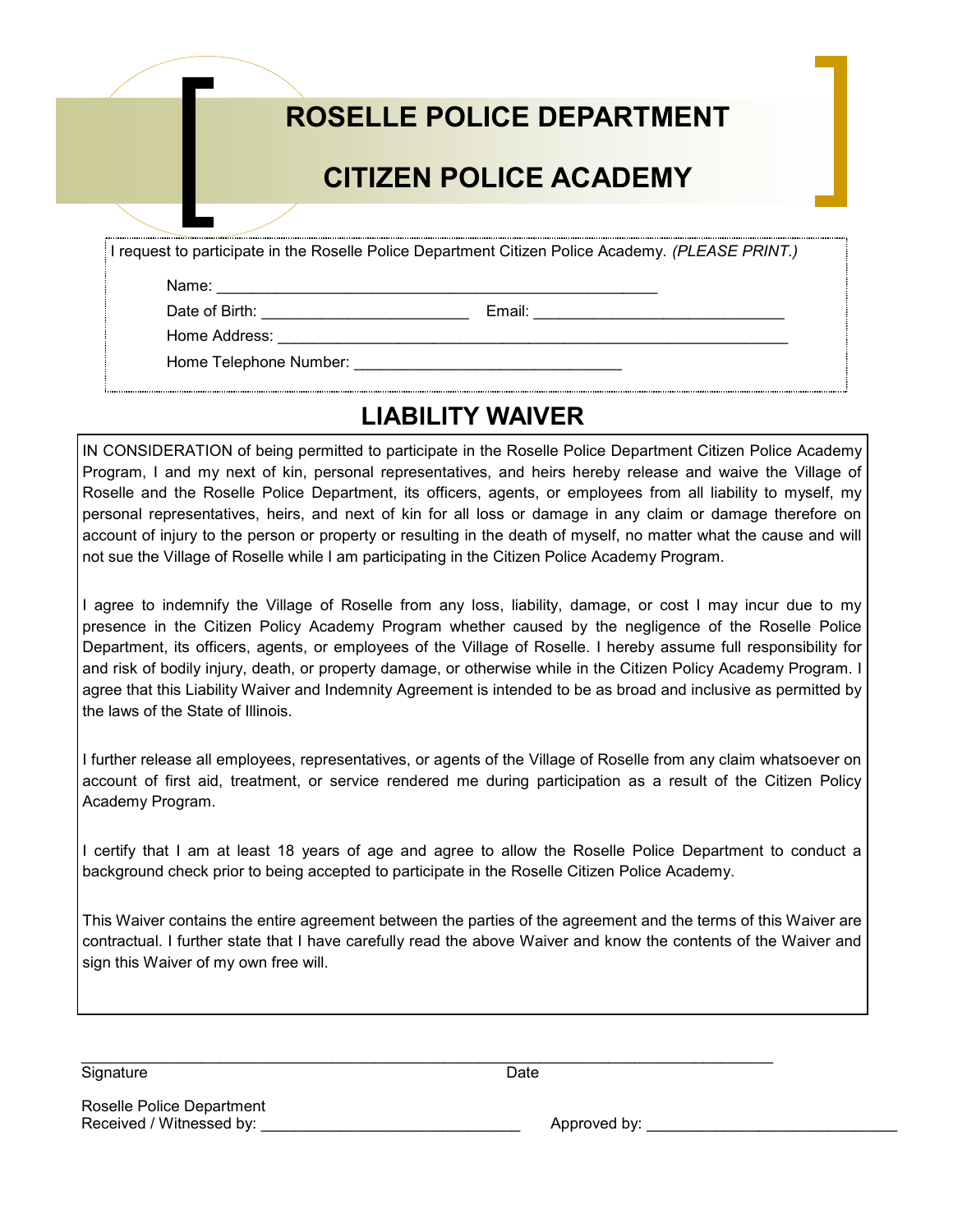# ROSELLE POLICE DEPARTMENT

# CITIZEN POLICE ACADEMY

I request to participate in the Roselle Police Department Citizen Police Academy. *(PLEASE PRINT.)*

Name: _______________________________________________

Date of Birth: _______________________ Email: ____________________________

Home Address: __________________________________________________________

Home Telephone Number: _____________________________

## LIABILITY WAIVER

IN CONSIDERATION of being permitted to participate in the Roselle Police Department Citizen Police Academy Program, I and my next of kin, personal representatives, and heirs hereby release and waive the Village of Roselle and the Roselle Police Department, its officers, agents, or employees from all liability to myself, my personal representatives, heirs, and next of kin for all loss or damage in any claim or damage therefore on account of injury to the person or property or resulting in the death of myself, no matter what the cause and will not sue the Village of Roselle while I am participating in the Citizen Police Academy Program.

I agree to indemnify the Village of Roselle from any loss, liability, damage, or cost I may incur due to my presence in the Citizen Policy Academy Program whether caused by the negligence of the Roselle Police Department, its officers, agents, or employees of the Village of Roselle. I hereby assume full responsibility for and risk of bodily injury, death, or property damage, or otherwise while in the Citizen Policy Academy Program. I agree that this Liability Waiver and Indemnity Agreement is intended to be as broad and inclusive as permitted by the laws of the State of Illinois.

I further release all employees, representatives, or agents of the Village of Roselle from any claim whatsoever on account of first aid, treatment, or service rendered me during participation as a result of the Citizen Policy Academy Program.

I certify that I am at least 18 years of age and agree to allow the Roselle Police Department to conduct a background check prior to being accepted to participate in the Roselle Citizen Police Academy.

This Waiver contains the entire agreement between the parties of the agreement and the terms of this Waiver are contractual. I further state that I have carefully read the above Waiver and know the contents of the Waiver and sign this Waiver of my own free will.

_____________________________________________________________________________

Signature Date

Roselle Police Department
Received / Witnessed by: ____________________________ Approved by: ____________________________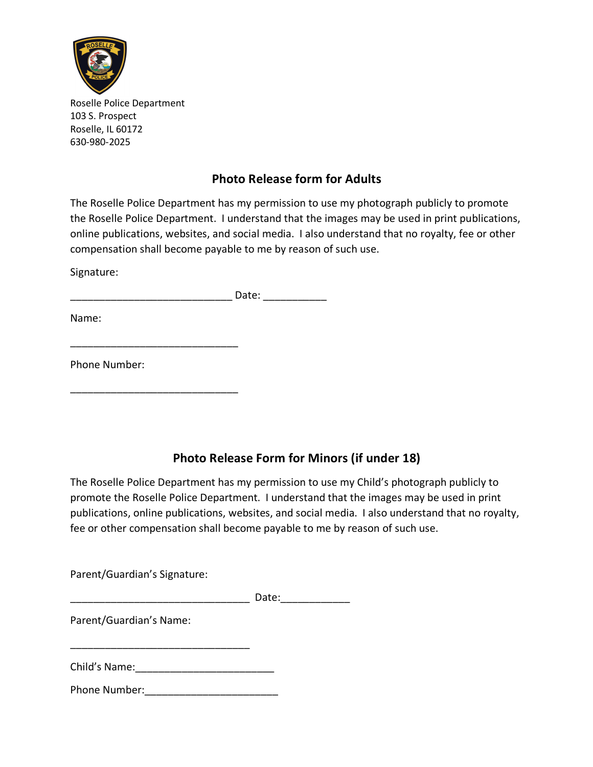Roselle Police Department
103 S. Prospect
Roselle, IL 60172
630-980-2025

## Photo Release form for Adults

The Roselle Police Department has my permission to use my photograph publicly to promote the Roselle Police Department. I understand that the images may be used in print publications, online publications, websites, and social media. I also understand that no royalty, fee or other compensation shall become payable to me by reason of such use.

Signature:

_____________________________ Date: ___________

Name:

______________________________

Phone Number:

______________________________

## Photo Release Form for Minors (if under 18)

The Roselle Police Department has my permission to use my Child's photograph publicly to promote the Roselle Police Department. I understand that the images may be used in print publications, online publications, websites, and social media. I also understand that no royalty, fee or other compensation shall become payable to me by reason of such use.

Parent/Guardian's Signature:

________________________________ Date:____________

Parent/Guardian's Name:

________________________________

Child's Name:________________________

Phone Number:_______________________